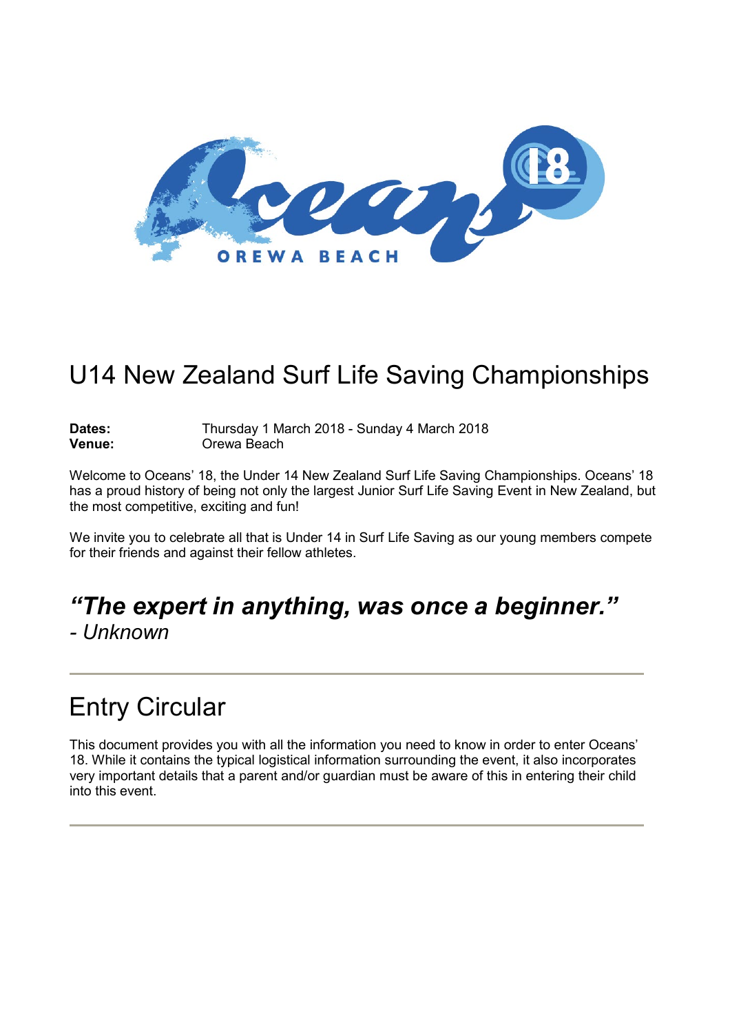# U14 New Zealand Surf Life Saving Championships

**Dates:** Thursday 1 March 2018 - Sunday 4 March 2018
**Venue:** Orewa Beach

Welcome to Oceans' 18, the Under 14 New Zealand Surf Life Saving Championships. Oceans' 18 has a proud history of being not only the largest Junior Surf Life Saving Event in New Zealand, but the most competitive, exciting and fun!

We invite you to celebrate all that is Under 14 in Surf Life Saving as our young members compete for their friends and against their fellow athletes.

## ***"The expert in anything, was once a beginner."***

*- Unknown*

---

# Entry Circular

This document provides you with all the information you need to know in order to enter Oceans' 18. While it contains the typical logistical information surrounding the event, it also incorporates very important details that a parent and/or guardian must be aware of this in entering their child into this event.

---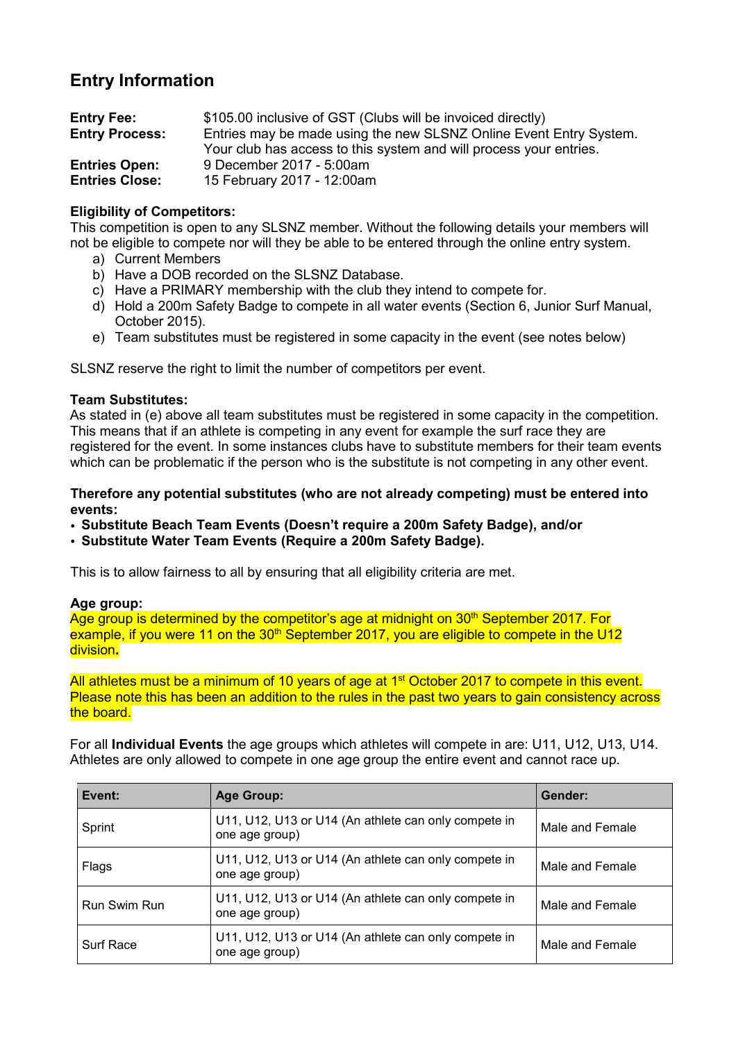## Entry Information

**Entry Fee:** $105.00 inclusive of GST (Clubs will be invoiced directly)
**Entry Process:** Entries may be made using the new SLSNZ Online Event Entry System. Your club has access to this system and will process your entries.
**Entries Open:** 9 December 2017 - 5:00am
**Entries Close:** 15 February 2017 - 12:00am

**Eligibility of Competitors:**
This competition is open to any SLSNZ member. Without the following details your members will not be eligible to compete nor will they be able to be entered through the online entry system.

a) Current Members
b) Have a DOB recorded on the SLSNZ Database.
c) Have a PRIMARY membership with the club they intend to compete for.
d) Hold a 200m Safety Badge to compete in all water events (Section 6, Junior Surf Manual, October 2015).
e) Team substitutes must be registered in some capacity in the event (see notes below)

SLSNZ reserve the right to limit the number of competitors per event.

**Team Substitutes:**
As stated in (e) above all team substitutes must be registered in some capacity in the competition. This means that if an athlete is competing in any event for example the surf race they are registered for the event. In some instances clubs have to substitute members for their team events which can be problematic if the person who is the substitute is not competing in any other event.

**Therefore any potential substitutes (who are not already competing) must be entered into events:**

- **Substitute Beach Team Events (Doesn't require a 200m Safety Badge), and/or**
- **Substitute Water Team Events (Require a 200m Safety Badge).**

This is to allow fairness to all by ensuring that all eligibility criteria are met.

**Age group:**
Age group is determined by the competitor's age at midnight on 30th September 2017. For example, if you were 11 on the 30th September 2017, you are eligible to compete in the U12 division**.**

All athletes must be a minimum of 10 years of age at 1st October 2017 to compete in this event. Please note this has been an addition to the rules in the past two years to gain consistency across the board.

For all **Individual Events** the age groups which athletes will compete in are: U11, U12, U13, U14. Athletes are only allowed to compete in one age group the entire event and cannot race up.

| Event: | Age Group: | Gender: |
|---|---|---|
| Sprint | U11, U12, U13 or U14 (An athlete can only compete in one age group) | Male and Female |
| Flags | U11, U12, U13 or U14 (An athlete can only compete in one age group) | Male and Female |
| Run Swim Run | U11, U12, U13 or U14 (An athlete can only compete in one age group) | Male and Female |
| Surf Race | U11, U12, U13 or U14 (An athlete can only compete in one age group) | Male and Female |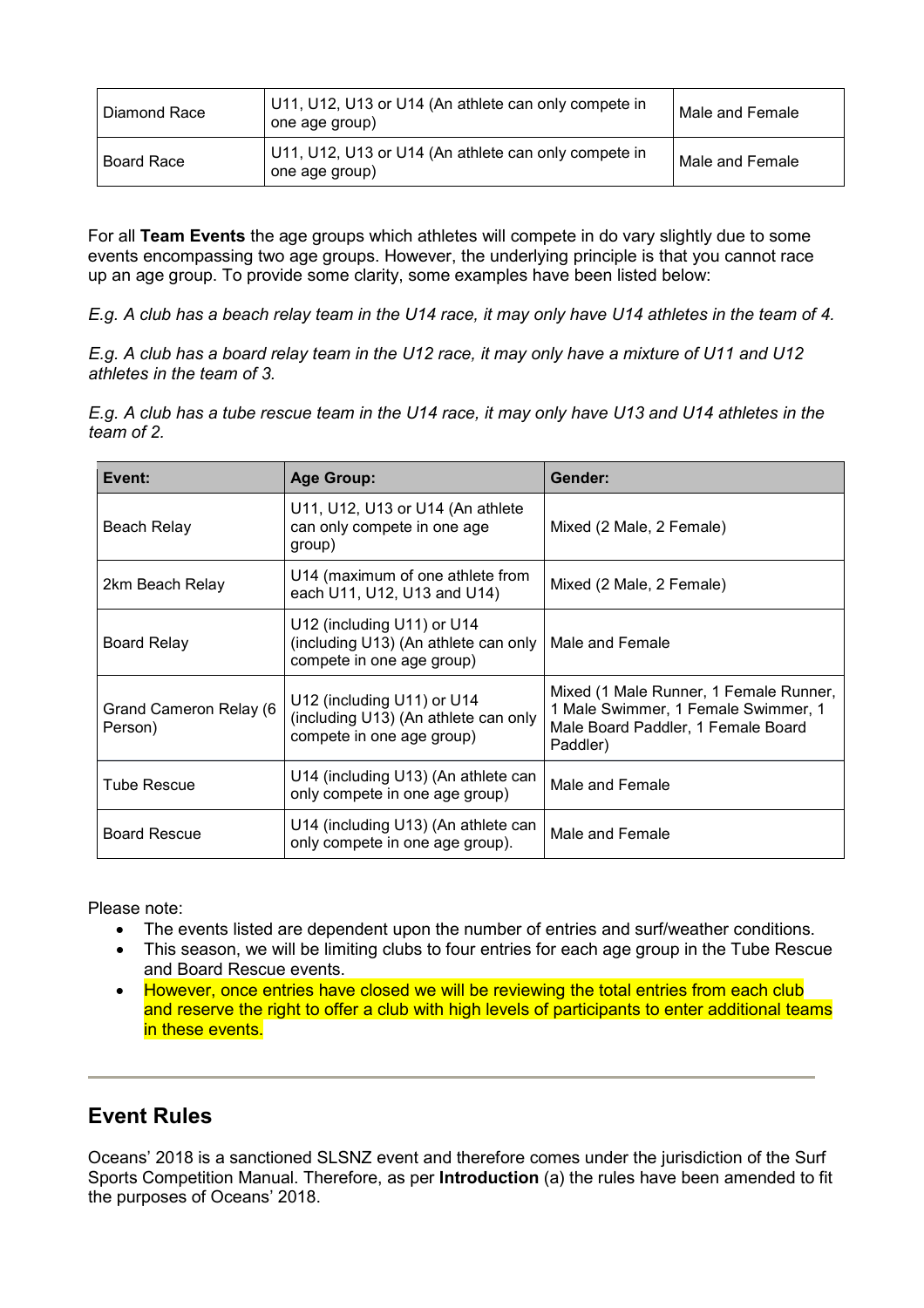| Diamond Race | U11, U12, U13 or U14 (An athlete can only compete in one age group) | Male and Female |
|---|---|---|
| Board Race | U11, U12, U13 or U14 (An athlete can only compete in one age group) | Male and Female |

For all **Team Events** the age groups which athletes will compete in do vary slightly due to some events encompassing two age groups. However, the underlying principle is that you cannot race up an age group. To provide some clarity, some examples have been listed below:

*E.g. A club has a beach relay team in the U14 race, it may only have U14 athletes in the team of 4.*

*E.g. A club has a board relay team in the U12 race, it may only have a mixture of U11 and U12 athletes in the team of 3.*

*E.g. A club has a tube rescue team in the U14 race, it may only have U13 and U14 athletes in the team of 2.*

| Event: | Age Group: | Gender: |
|---|---|---|
| Beach Relay | U11, U12, U13 or U14 (An athlete can only compete in one age group) | Mixed (2 Male, 2 Female) |
| 2km Beach Relay | U14 (maximum of one athlete from each U11, U12, U13 and U14) | Mixed (2 Male, 2 Female) |
| Board Relay | U12 (including U11) or U14 (including U13) (An athlete can only compete in one age group) | Male and Female |
| Grand Cameron Relay (6 Person) | U12 (including U11) or U14 (including U13) (An athlete can only compete in one age group) | Mixed (1 Male Runner, 1 Female Runner, 1 Male Swimmer, 1 Female Swimmer, 1 Male Board Paddler, 1 Female Board Paddler) |
| Tube Rescue | U14 (including U13) (An athlete can only compete in one age group) | Male and Female |
| Board Rescue | U14 (including U13) (An athlete can only compete in one age group). | Male and Female |

Please note:

- The events listed are dependent upon the number of entries and surf/weather conditions.
- This season, we will be limiting clubs to four entries for each age group in the Tube Rescue and Board Rescue events.
- However, once entries have closed we will be reviewing the total entries from each club and reserve the right to offer a club with high levels of participants to enter additional teams in these events.

---

## Event Rules

Oceans' 2018 is a sanctioned SLSNZ event and therefore comes under the jurisdiction of the Surf Sports Competition Manual. Therefore, as per **Introduction** (a) the rules have been amended to fit the purposes of Oceans' 2018.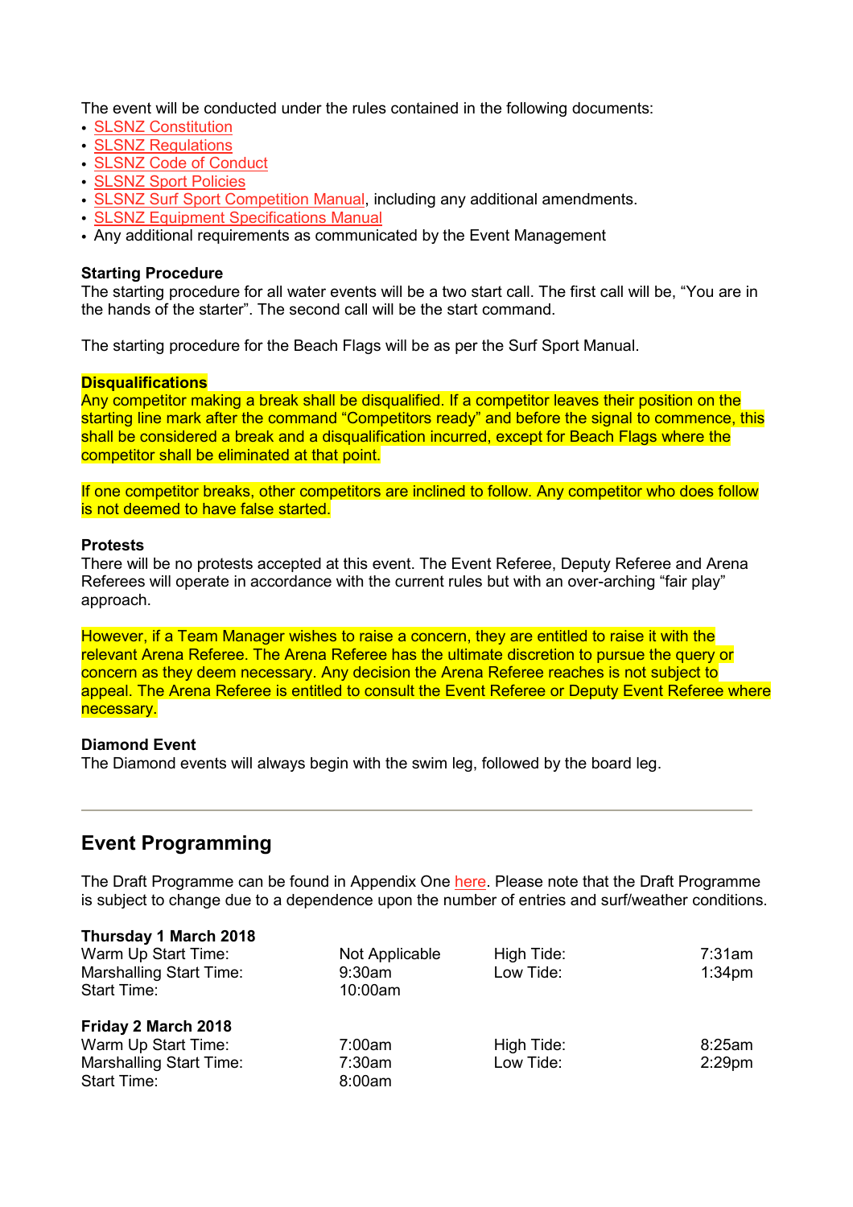The event will be conducted under the rules contained in the following documents:

- SLSNZ Constitution
- SLSNZ Regulations
- SLSNZ Code of Conduct
- SLSNZ Sport Policies
- SLSNZ Surf Sport Competition Manual, including any additional amendments.
- SLSNZ Equipment Specifications Manual
- Any additional requirements as communicated by the Event Management

**Starting Procedure**
The starting procedure for all water events will be a two start call. The first call will be, "You are in the hands of the starter". The second call will be the start command.

The starting procedure for the Beach Flags will be as per the Surf Sport Manual.

**Disqualifications**
Any competitor making a break shall be disqualified. If a competitor leaves their position on the starting line mark after the command "Competitors ready" and before the signal to commence, this shall be considered a break and a disqualification incurred, except for Beach Flags where the competitor shall be eliminated at that point.

If one competitor breaks, other competitors are inclined to follow. Any competitor who does follow is not deemed to have false started.

**Protests**
There will be no protests accepted at this event. The Event Referee, Deputy Referee and Arena Referees will operate in accordance with the current rules but with an over-arching "fair play" approach.

However, if a Team Manager wishes to raise a concern, they are entitled to raise it with the relevant Arena Referee. The Arena Referee has the ultimate discretion to pursue the query or concern as they deem necessary. Any decision the Arena Referee reaches is not subject to appeal. The Arena Referee is entitled to consult the Event Referee or Deputy Event Referee where necessary.

**Diamond Event**
The Diamond events will always begin with the swim leg, followed by the board leg.

---

## Event Programming

The Draft Programme can be found in Appendix One here. Please note that the Draft Programme is subject to change due to a dependence upon the number of entries and surf/weather conditions.

**Thursday 1 March 2018**

| | | | |
|---|---|---|---|
| Warm Up Start Time: | Not Applicable | High Tide: | 7:31am |
| Marshalling Start Time: | 9:30am | Low Tide: | 1:34pm |
| Start Time: | 10:00am | | |

**Friday 2 March 2018**

| | | | |
|---|---|---|---|
| Warm Up Start Time: | 7:00am | High Tide: | 8:25am |
| Marshalling Start Time: | 7:30am | Low Tide: | 2:29pm |
| Start Time: | 8:00am | | |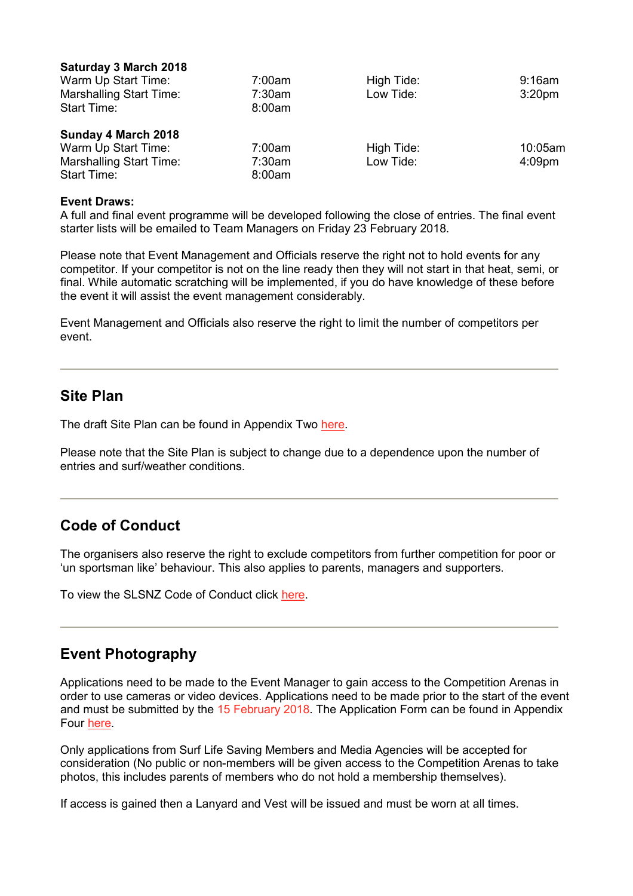**Saturday 3 March 2018**

| | | | |
|---|---|---|---|
| Warm Up Start Time: | 7:00am | High Tide: | 9:16am |
| Marshalling Start Time: | 7:30am | Low Tide: | 3:20pm |
| Start Time: | 8:00am | | |

**Sunday 4 March 2018**

| | | | |
|---|---|---|---|
| Warm Up Start Time: | 7:00am | High Tide: | 10:05am |
| Marshalling Start Time: | 7:30am | Low Tide: | 4:09pm |
| Start Time: | 8:00am | | |

**Event Draws:**
A full and final event programme will be developed following the close of entries. The final event starter lists will be emailed to Team Managers on Friday 23 February 2018.

Please note that Event Management and Officials reserve the right not to hold events for any competitor. If your competitor is not on the line ready then they will not start in that heat, semi, or final. While automatic scratching will be implemented, if you do have knowledge of these before the event it will assist the event management considerably.

Event Management and Officials also reserve the right to limit the number of competitors per event.

---

## Site Plan

The draft Site Plan can be found in Appendix Two here.

Please note that the Site Plan is subject to change due to a dependence upon the number of entries and surf/weather conditions.

---

## Code of Conduct

The organisers also reserve the right to exclude competitors from further competition for poor or 'un sportsman like' behaviour. This also applies to parents, managers and supporters.

To view the SLSNZ Code of Conduct click here.

---

## Event Photography

Applications need to be made to the Event Manager to gain access to the Competition Arenas in order to use cameras or video devices. Applications need to be made prior to the start of the event and must be submitted by the 15 February 2018. The Application Form can be found in Appendix Four here.

Only applications from Surf Life Saving Members and Media Agencies will be accepted for consideration (No public or non-members will be given access to the Competition Arenas to take photos, this includes parents of members who do not hold a membership themselves).

If access is gained then a Lanyard and Vest will be issued and must be worn at all times.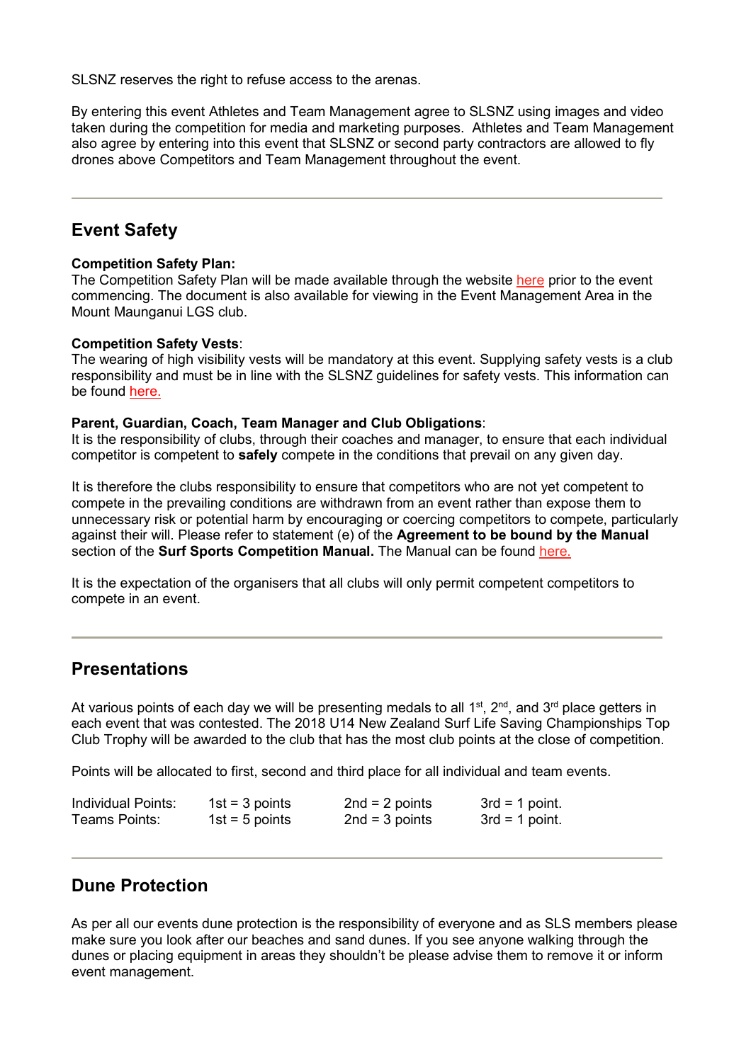SLSNZ reserves the right to refuse access to the arenas.

By entering this event Athletes and Team Management agree to SLSNZ using images and video taken during the competition for media and marketing purposes. Athletes and Team Management also agree by entering into this event that SLSNZ or second party contractors are allowed to fly drones above Competitors and Team Management throughout the event.

---

## Event Safety

**Competition Safety Plan:**
The Competition Safety Plan will be made available through the website here prior to the event commencing. The document is also available for viewing in the Event Management Area in the Mount Maunganui LGS club.

**Competition Safety Vests**:
The wearing of high visibility vests will be mandatory at this event. Supplying safety vests is a club responsibility and must be in line with the SLSNZ guidelines for safety vests. This information can be found here.

**Parent, Guardian, Coach, Team Manager and Club Obligations**:
It is the responsibility of clubs, through their coaches and manager, to ensure that each individual competitor is competent to **safely** compete in the conditions that prevail on any given day.

It is therefore the clubs responsibility to ensure that competitors who are not yet competent to compete in the prevailing conditions are withdrawn from an event rather than expose them to unnecessary risk or potential harm by encouraging or coercing competitors to compete, particularly against their will. Please refer to statement (e) of the **Agreement to be bound by the Manual** section of the **Surf Sports Competition Manual.** The Manual can be found here.

It is the expectation of the organisers that all clubs will only permit competent competitors to compete in an event.

---

## Presentations

At various points of each day we will be presenting medals to all 1st, 2nd, and 3rd place getters in each event that was contested. The 2018 U14 New Zealand Surf Life Saving Championships Top Club Trophy will be awarded to the club that has the most club points at the close of competition.

Points will be allocated to first, second and third place for all individual and team events.

| | | | |
|---|---|---|---|
| Individual Points: | 1st = 3 points | 2nd = 2 points | 3rd = 1 point. |
| Teams Points: | 1st = 5 points | 2nd = 3 points | 3rd = 1 point. |

---

## Dune Protection

As per all our events dune protection is the responsibility of everyone and as SLS members please make sure you look after our beaches and sand dunes. If you see anyone walking through the dunes or placing equipment in areas they shouldn't be please advise them to remove it or inform event management.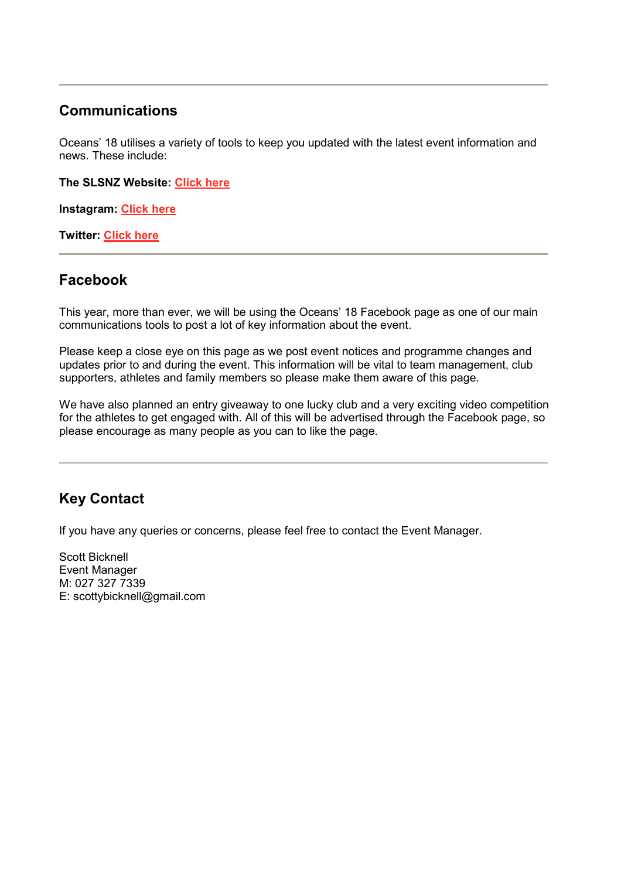---

## Communications

Oceans' 18 utilises a variety of tools to keep you updated with the latest event information and news. These include:

**The SLSNZ Website:** Click here

**Instagram:** Click here

**Twitter:** Click here

---

## Facebook

This year, more than ever, we will be using the Oceans' 18 Facebook page as one of our main communications tools to post a lot of key information about the event.

Please keep a close eye on this page as we post event notices and programme changes and updates prior to and during the event. This information will be vital to team management, club supporters, athletes and family members so please make them aware of this page.

We have also planned an entry giveaway to one lucky club and a very exciting video competition for the athletes to get engaged with. All of this will be advertised through the Facebook page, so please encourage as many people as you can to like the page.

---

## Key Contact

If you have any queries or concerns, please feel free to contact the Event Manager.

Scott Bicknell
Event Manager
M: 027 327 7339
E: scottybicknell@gmail.com